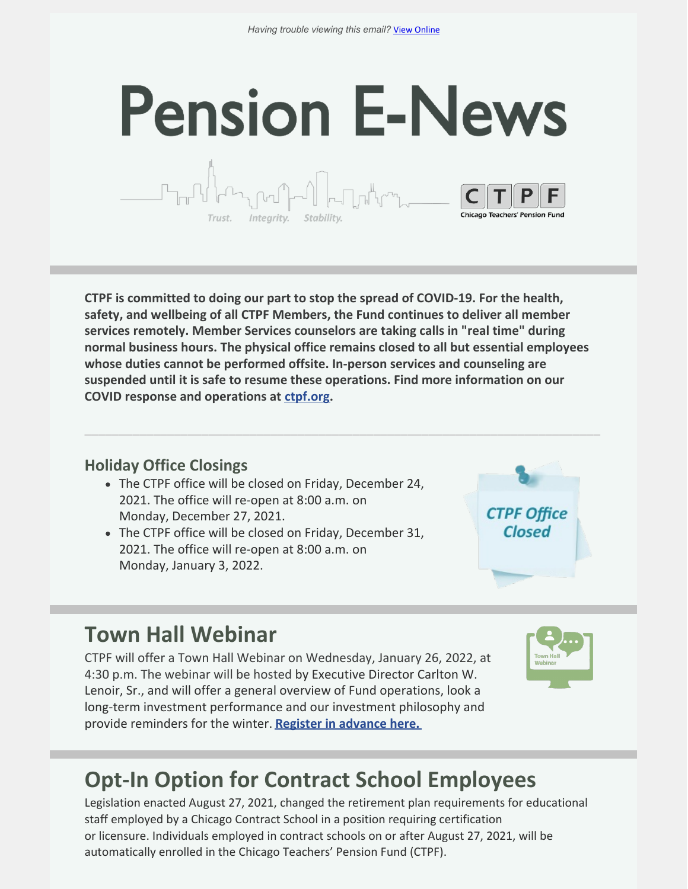Having trouble viewing this email? View Online

# Pension E-News

Trust. Integrity. Stability.

CTPF — Chicago Teachers' Pension Fund

**CTPF is committed to doing our part to stop the spread of COVID-19. For the health, safety, and wellbeing of all CTPF Members, the Fund continues to deliver all member services remotely. Member Services counselors are taking calls in "real time" during normal business hours. The physical office remains closed to all but essential employees whose duties cannot be performed offsite. In-person services and counseling are suspended until it is safe to resume these operations. Find more information on our COVID response and operations at ctpf.org.**

---

### Holiday Office Closings

- The CTPF office will be closed on Friday, December 24, 2021. The office will re-open at 8:00 a.m. on Monday, December 27, 2021.
- The CTPF office will be closed on Friday, December 31, 2021. The office will re-open at 8:00 a.m. on Monday, January 3, 2022.

*CTPF Office Closed*

## Town Hall Webinar

CTPF will offer a Town Hall Webinar on Wednesday, January 26, 2022, at 4:30 p.m. The webinar will be hosted by Executive Director Carlton W. Lenoir, Sr., and will offer a general overview of Fund operations, look a long-term investment performance and our investment philosophy and provide reminders for the winter. **Register in advance here.**

## Opt-In Option for Contract School Employees

Legislation enacted August 27, 2021, changed the retirement plan requirements for educational staff employed by a Chicago Contract School in a position requiring certification or licensure. Individuals employed in contract schools on or after August 27, 2021, will be automatically enrolled in the Chicago Teachers' Pension Fund (CTPF).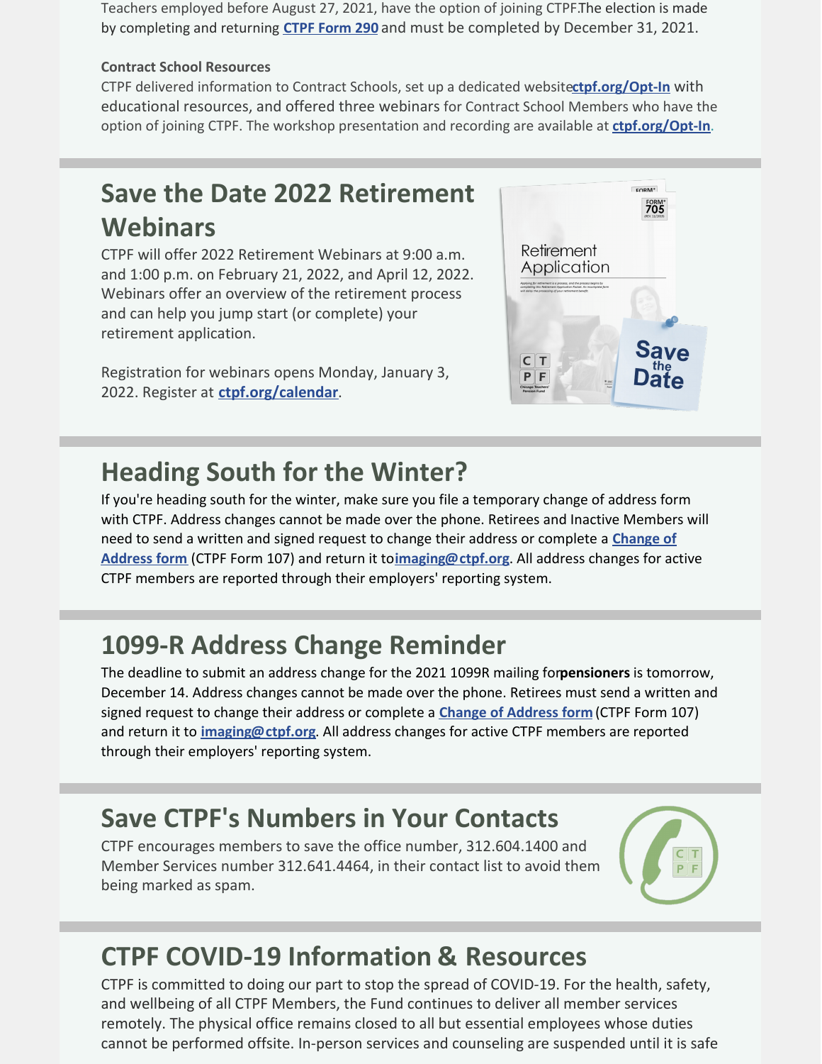Teachers employed before August 27, 2021, have the option of joining CTPF.The election is made by completing and returning **CTPF Form 290** and must be completed by December 31, 2021.

**Contract School Resources**

CTPF delivered information to Contract Schools, set up a dedicated website**ctpf.org/Opt-In** with educational resources, and offered three webinars for Contract School Members who have the option of joining CTPF. The workshop presentation and recording are available at **ctpf.org/Opt-In**.

## Save the Date 2022 Retirement Webinars

CTPF will offer 2022 Retirement Webinars at 9:00 a.m. and 1:00 p.m. on February 21, 2022, and April 12, 2022. Webinars offer an overview of the retirement process and can help you jump start (or complete) your retirement application.

Registration for webinars opens Monday, January 3, 2022. Register at **ctpf.org/calendar**.

## Heading South for the Winter?

If you're heading south for the winter, make sure you file a temporary change of address form with CTPF. Address changes cannot be made over the phone. Retirees and Inactive Members will need to send a written and signed request to change their address or complete a **Change of Address form** (CTPF Form 107) and return it to**imaging@ctpf.org**. All address changes for active CTPF members are reported through their employers' reporting system.

## 1099-R Address Change Reminder

The deadline to submit an address change for the 2021 1099R mailing for**pensioners** is tomorrow, December 14. Address changes cannot be made over the phone. Retirees must send a written and signed request to change their address or complete a **Change of Address form** (CTPF Form 107) and return it to **imaging@ctpf.org**. All address changes for active CTPF members are reported through their employers' reporting system.

## Save CTPF's Numbers in Your Contacts

CTPF encourages members to save the office number, 312.604.1400 and Member Services number 312.641.4464, in their contact list to avoid them being marked as spam.

## CTPF COVID-19 Information & Resources

CTPF is committed to doing our part to stop the spread of COVID-19. For the health, safety, and wellbeing of all CTPF Members, the Fund continues to deliver all member services remotely. The physical office remains closed to all but essential employees whose duties cannot be performed offsite. In-person services and counseling are suspended until it is safe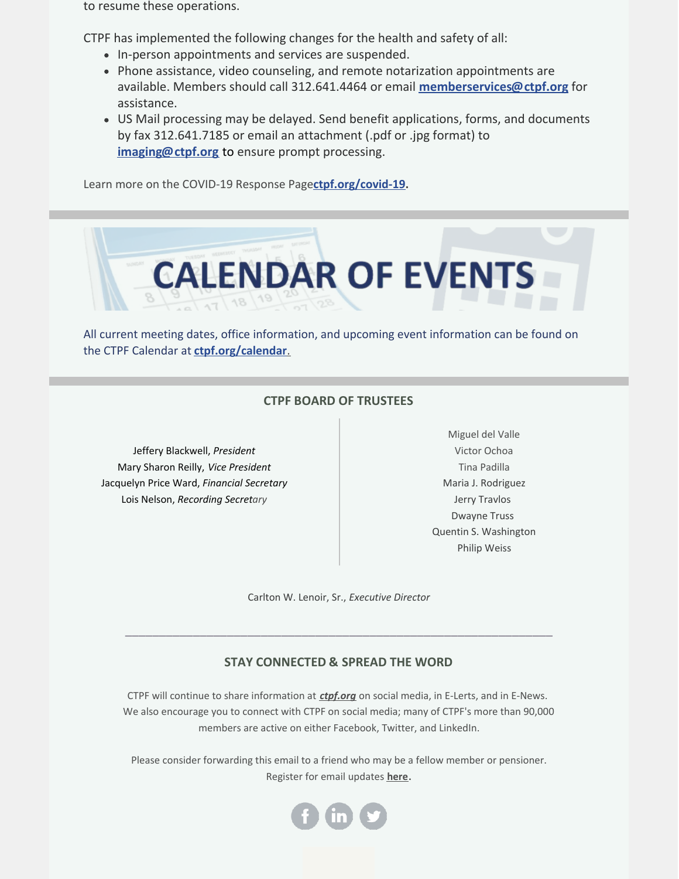to resume these operations.

CTPF has implemented the following changes for the health and safety of all:

- In-person appointments and services are suspended.
- Phone assistance, video counseling, and remote notarization appointments are available. Members should call 312.641.4464 or email **memberservices@ctpf.org** for assistance.
- US Mail processing may be delayed. Send benefit applications, forms, and documents by fax 312.641.7185 or email an attachment (.pdf or .jpg format) to **imaging@ctpf.org** to ensure prompt processing.

Learn more on the COVID-19 Response Page**ctpf.org/covid-19**.

# CALENDAR OF EVENTS

All current meeting dates, office information, and upcoming event information can be found on the CTPF Calendar at **ctpf.org/calendar**.

### CTPF BOARD OF TRUSTEES

Jeffery Blackwell, *President*
Mary Sharon Reilly, *Vice President*
Jacquelyn Price Ward, *Financial Secretary*
Lois Nelson, *Recording Secretary*

Miguel del Valle
Victor Ochoa
Tina Padilla
Maria J. Rodriguez
Jerry Travlos
Dwayne Truss
Quentin S. Washington
Philip Weiss

Carlton W. Lenoir, Sr., *Executive Director*

---

### STAY CONNECTED & SPREAD THE WORD

CTPF will continue to share information at ***ctpf.org*** on social media, in E-Lerts, and in E-News. We also encourage you to connect with CTPF on social media; many of CTPF's more than 90,000 members are active on either Facebook, Twitter, and LinkedIn.

Please consider forwarding this email to a friend who may be a fellow member or pensioner. Register for email updates **here**.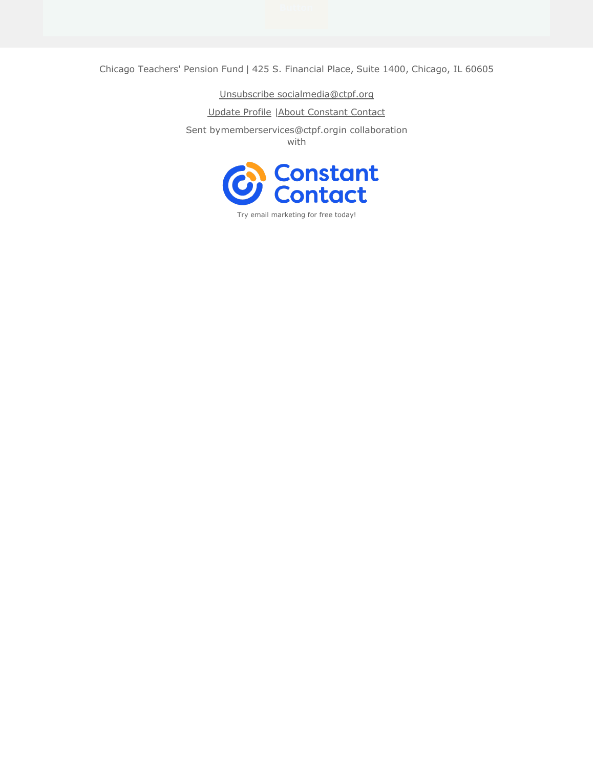Chicago Teachers' Pension Fund | 425 S. Financial Place, Suite 1400, Chicago, IL 60605

Unsubscribe socialmedia@ctpf.org

Update Profile |About Constant Contact

Sent bymemberservices@ctpf.orgin collaboration with

Constant Contact

Try email marketing for free today!